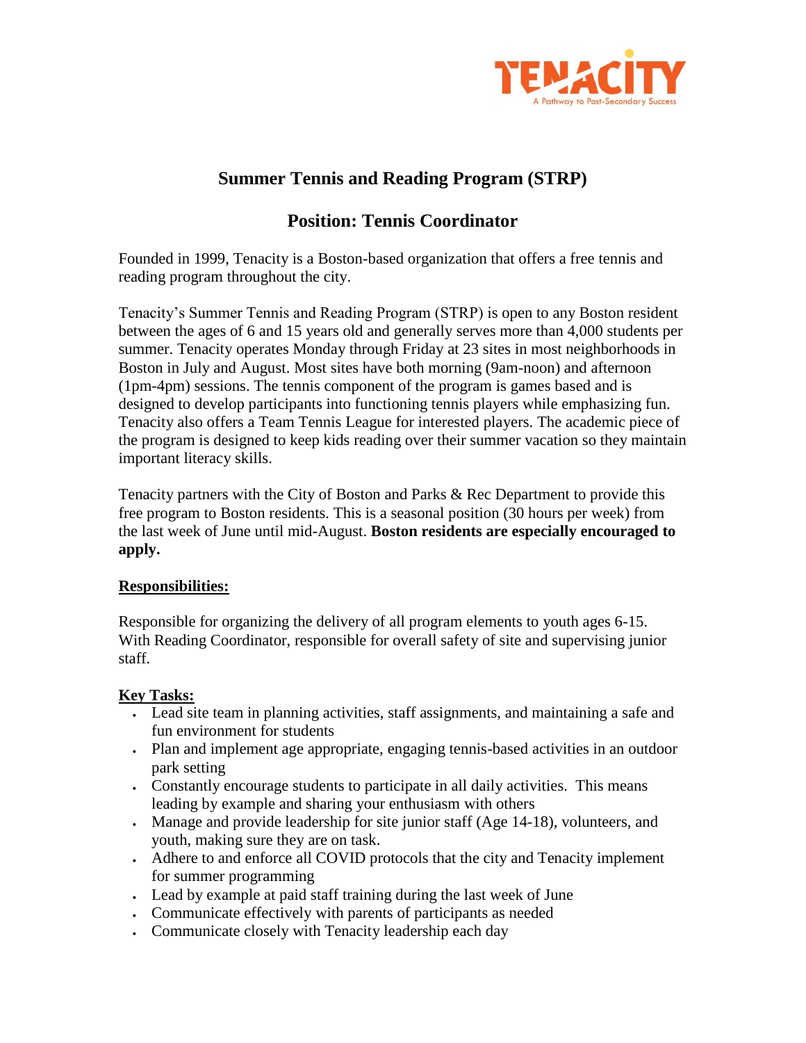TENACITY
A Pathway to Post-Secondary Success

# Summer Tennis and Reading Program (STRP)

## Position: Tennis Coordinator

Founded in 1999, Tenacity is a Boston-based organization that offers a free tennis and reading program throughout the city.

Tenacity's Summer Tennis and Reading Program (STRP) is open to any Boston resident between the ages of 6 and 15 years old and generally serves more than 4,000 students per summer. Tenacity operates Monday through Friday at 23 sites in most neighborhoods in Boston in July and August. Most sites have both morning (9am-noon) and afternoon (1pm-4pm) sessions. The tennis component of the program is games based and is designed to develop participants into functioning tennis players while emphasizing fun. Tenacity also offers a Team Tennis League for interested players. The academic piece of the program is designed to keep kids reading over their summer vacation so they maintain important literacy skills.

Tenacity partners with the City of Boston and Parks & Rec Department to provide this free program to Boston residents. This is a seasonal position (30 hours per week) from the last week of June until mid-August. **Boston residents are especially encouraged to apply.**

**Responsibilities:**

Responsible for organizing the delivery of all program elements to youth ages 6-15. With Reading Coordinator, responsible for overall safety of site and supervising junior staff.

**Key Tasks:**

- Lead site team in planning activities, staff assignments, and maintaining a safe and fun environment for students
- Plan and implement age appropriate, engaging tennis-based activities in an outdoor park setting
- Constantly encourage students to participate in all daily activities. This means leading by example and sharing your enthusiasm with others
- Manage and provide leadership for site junior staff (Age 14-18), volunteers, and youth, making sure they are on task.
- Adhere to and enforce all COVID protocols that the city and Tenacity implement for summer programming
- Lead by example at paid staff training during the last week of June
- Communicate effectively with parents of participants as needed
- Communicate closely with Tenacity leadership each day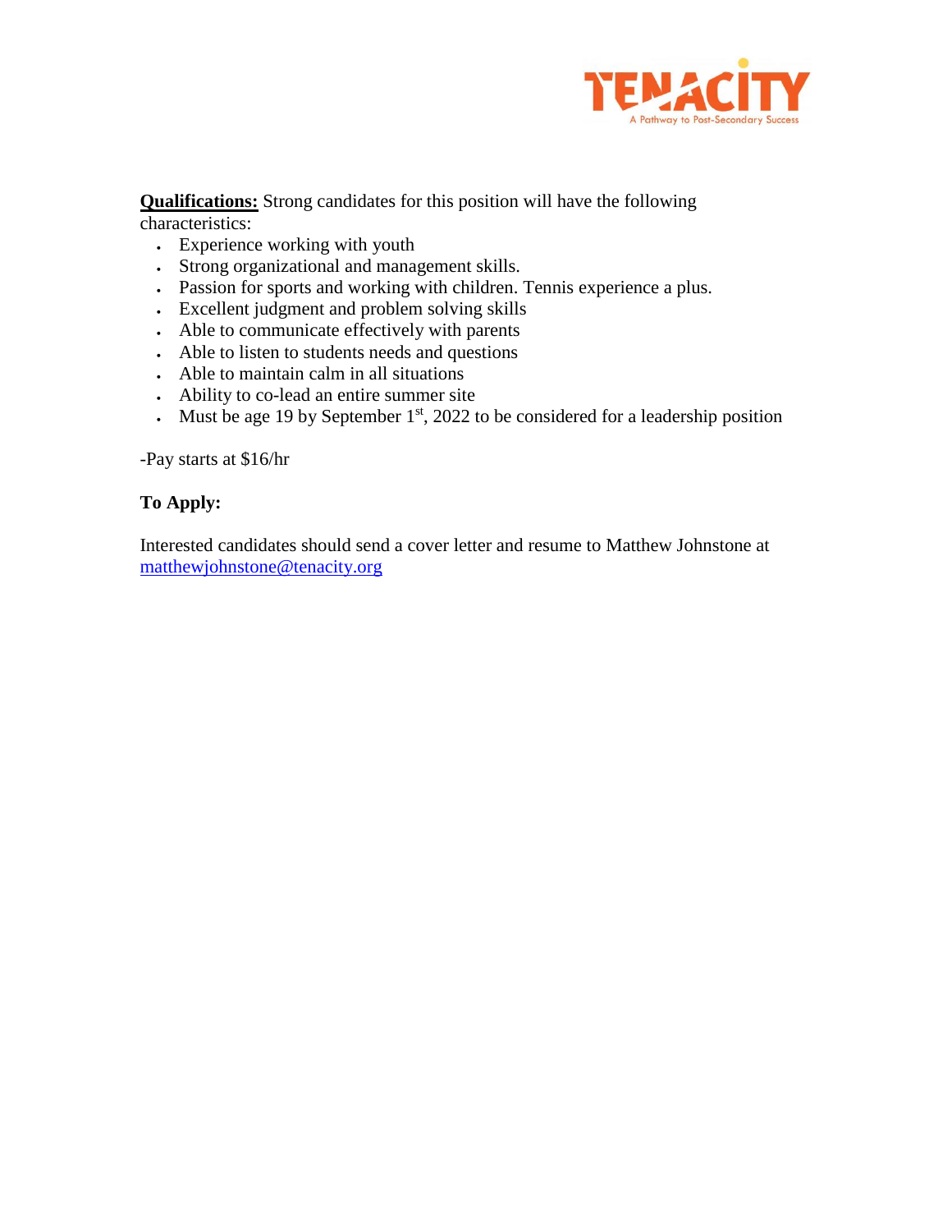**Qualifications:** Strong candidates for this position will have the following characteristics:

- Experience working with youth
- Strong organizational and management skills.
- Passion for sports and working with children. Tennis experience a plus.
- Excellent judgment and problem solving skills
- Able to communicate effectively with parents
- Able to listen to students needs and questions
- Able to maintain calm in all situations
- Ability to co-lead an entire summer site
- Must be age 19 by September 1st, 2022 to be considered for a leadership position

-Pay starts at $16/hr

**To Apply:**

Interested candidates should send a cover letter and resume to Matthew Johnstone at matthewjohnstone@tenacity.org